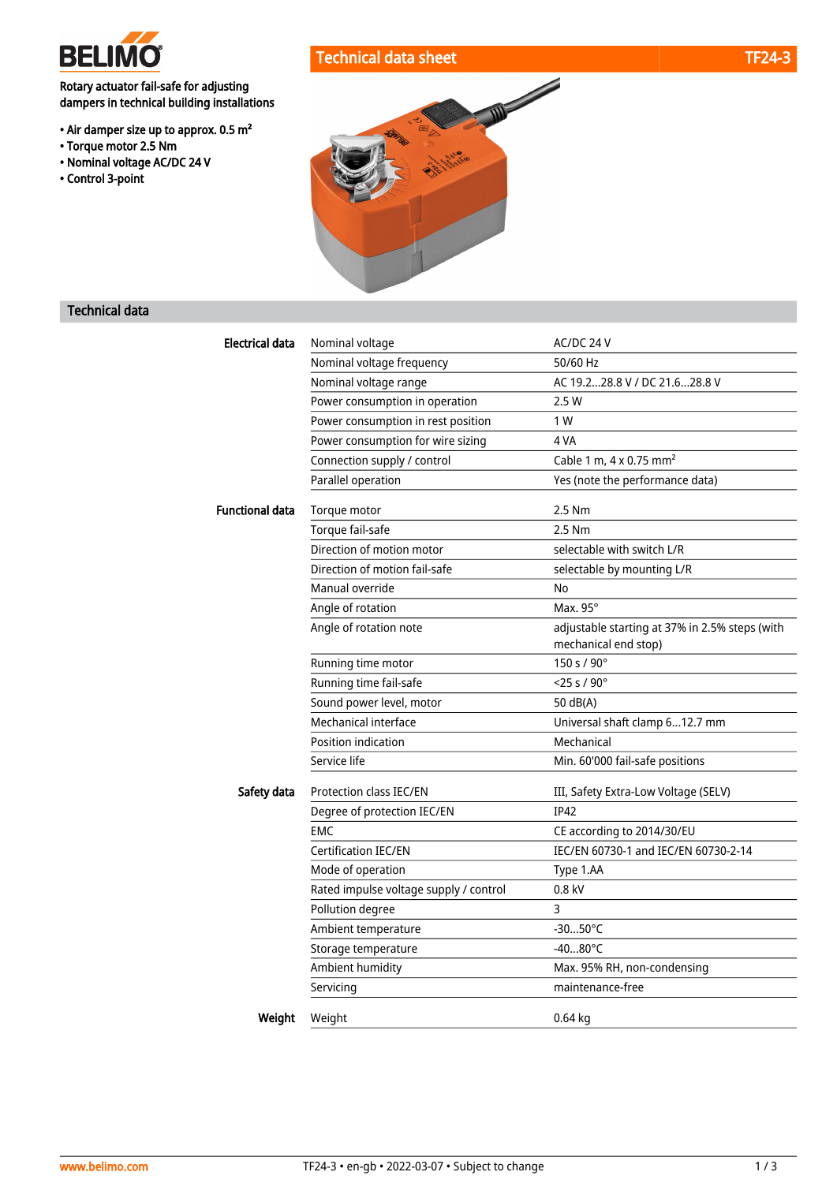BELIMO

# Technical data sheet TF24-3

Rotary actuator fail-safe for adjusting dampers in technical building installations

- Air damper size up to approx. 0.5 m²
- Torque motor 2.5 Nm
- Nominal voltage AC/DC 24 V
- Control 3-point

## Technical data

| | | |
|---|---|---|
| **Electrical data** | Nominal voltage | AC/DC 24 V |
| | Nominal voltage frequency | 50/60 Hz |
| | Nominal voltage range | AC 19.2...28.8 V / DC 21.6...28.8 V |
| | Power consumption in operation | 2.5 W |
| | Power consumption in rest position | 1 W |
| | Power consumption for wire sizing | 4 VA |
| | Connection supply / control | Cable 1 m, 4 x 0.75 mm² |
| | Parallel operation | Yes (note the performance data) |
| **Functional data** | Torque motor | 2.5 Nm |
| | Torque fail-safe | 2.5 Nm |
| | Direction of motion motor | selectable with switch L/R |
| | Direction of motion fail-safe | selectable by mounting L/R |
| | Manual override | No |
| | Angle of rotation | Max. 95° |
| | Angle of rotation note | adjustable starting at 37% in 2.5% steps (with mechanical end stop) |
| | Running time motor | 150 s / 90° |
| | Running time fail-safe | <25 s / 90° |
| | Sound power level, motor | 50 dB(A) |
| | Mechanical interface | Universal shaft clamp 6...12.7 mm |
| | Position indication | Mechanical |
| | Service life | Min. 60'000 fail-safe positions |
| **Safety data** | Protection class IEC/EN | III, Safety Extra-Low Voltage (SELV) |
| | Degree of protection IEC/EN | IP42 |
| | EMC | CE according to 2014/30/EU |
| | Certification IEC/EN | IEC/EN 60730-1 and IEC/EN 60730-2-14 |
| | Mode of operation | Type 1.AA |
| | Rated impulse voltage supply / control | 0.8 kV |
| | Pollution degree | 3 |
| | Ambient temperature | -30...50°C |
| | Storage temperature | -40...80°C |
| | Ambient humidity | Max. 95% RH, non-condensing |
| | Servicing | maintenance-free |
| **Weight** | Weight | 0.64 kg |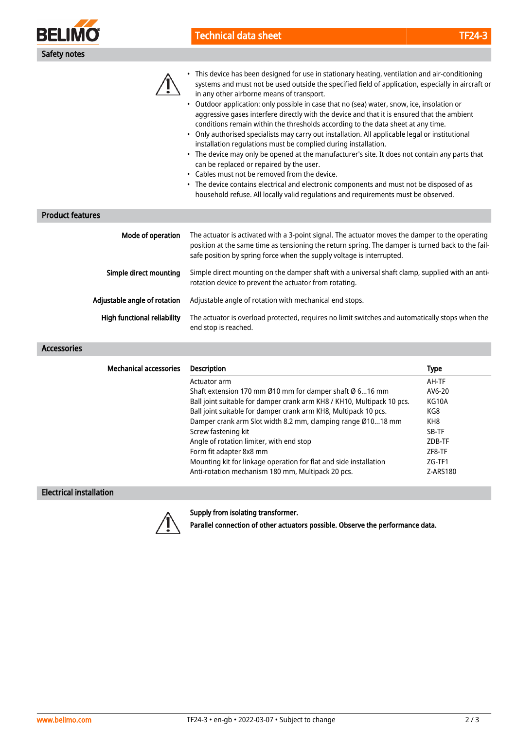## Safety notes

- This device has been designed for use in stationary heating, ventilation and air-conditioning systems and must not be used outside the specified field of application, especially in aircraft or in any other airborne means of transport.
- Outdoor application: only possible in case that no (sea) water, snow, ice, insolation or aggressive gases interfere directly with the device and that it is ensured that the ambient conditions remain within the thresholds according to the data sheet at any time.
- Only authorised specialists may carry out installation. All applicable legal or institutional installation regulations must be complied during installation.
- The device may only be opened at the manufacturer's site. It does not contain any parts that can be replaced or repaired by the user.
- Cables must not be removed from the device.
- The device contains electrical and electronic components and must not be disposed of as household refuse. All locally valid regulations and requirements must be observed.

## Product features

**Mode of operation**
The actuator is activated with a 3-point signal. The actuator moves the damper to the operating position at the same time as tensioning the return spring. The damper is turned back to the fail-safe position by spring force when the supply voltage is interrupted.

**Simple direct mounting**
Simple direct mounting on the damper shaft with a universal shaft clamp, supplied with an anti-rotation device to prevent the actuator from rotating.

**Adjustable angle of rotation**
Adjustable angle of rotation with mechanical end stops.

**High functional reliability**
The actuator is overload protected, requires no limit switches and automatically stops when the end stop is reached.

## Accessories

**Mechanical accessories**

| Description | Type |
|---|---|
| Actuator arm | AH-TF |
| Shaft extension 170 mm Ø10 mm for damper shaft Ø 6...16 mm | AV6-20 |
| Ball joint suitable for damper crank arm KH8 / KH10, Multipack 10 pcs. | KG10A |
| Ball joint suitable for damper crank arm KH8, Multipack 10 pcs. | KG8 |
| Damper crank arm Slot width 8.2 mm, clamping range Ø10...18 mm | KH8 |
| Screw fastening kit | SB-TF |
| Angle of rotation limiter, with end stop | ZDB-TF |
| Form fit adapter 8x8 mm | ZF8-TF |
| Mounting kit for linkage operation for flat and side installation | ZG-TF1 |
| Anti-rotation mechanism 180 mm, Multipack 20 pcs. | Z-ARS180 |

## Electrical installation

**Supply from isolating transformer.**

**Parallel connection of other actuators possible. Observe the performance data.**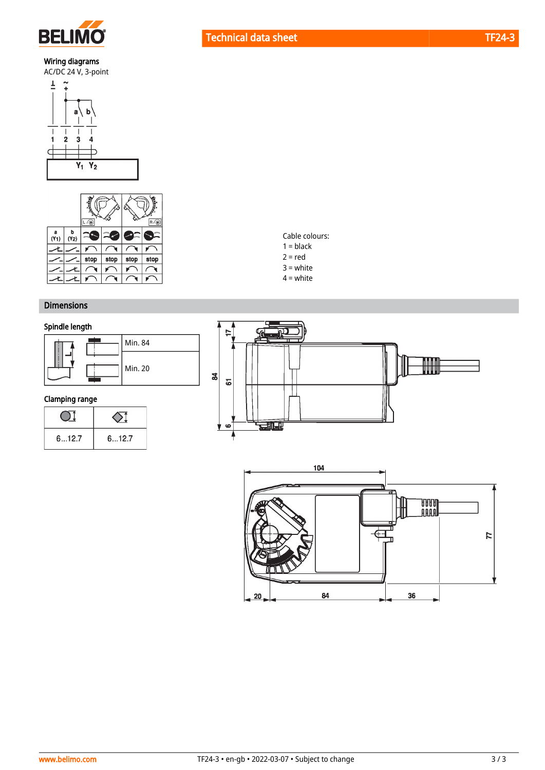## Wiring diagrams

AC/DC 24 V, 3-point

Cable colours:
1 = black
2 = red
3 = white
4 = white

## Dimensions

### Spindle length

| | |
|---|---|
| | Min. 84 |
| | Min. 20 |

### Clamping range

| ● | ◆ |
|---|---|
| 6...12.7 | 6...12.7 |